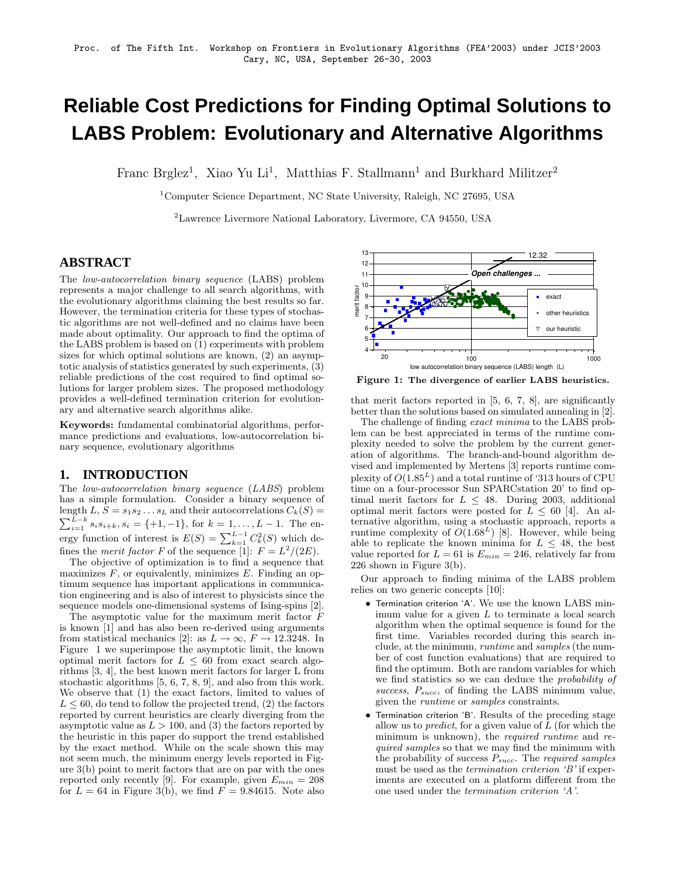Proc. of The Fifth Int. Workshop on Frontiers in Evolutionary Algorithms (FEA'2003) under JCIS'2003
Cary, NC, USA, September 26-30, 2003

# Reliable Cost Predictions for Finding Optimal Solutions to LABS Problem: Evolutionary and Alternative Algorithms

Franc Brglez[1], Xiao Yu Li[1], Matthias F. Stallmann[1] and Burkhard Militzer[2]

[1]Computer Science Department, NC State University, Raleigh, NC 27695, USA

[2]Lawrence Livermore National Laboratory, Livermore, CA 94550, USA

## ABSTRACT

The *low-autocorrelation binary sequence* (LABS) problem represents a major challenge to all search algorithms, with the evolutionary algorithms claiming the best results so far. However, the termination criteria for these types of stochastic algorithms are not well-defined and no claims have been made about optimality. Our approach to find the optima of the LABS problem is based on (1) experiments with problem sizes for which optimal solutions are known, (2) an asymptotic analysis of statistics generated by such experiments, (3) reliable predictions of the cost required to find optimal solutions for larger problem sizes. The proposed methodology provides a well-defined termination criterion for evolutionary and alternative search algorithms alike.

**Keywords:** fundamental combinatorial algorithms, performance predictions and evaluations, low-autocorrelation binary sequence, evolutionary algorithms

## 1. INTRODUCTION

The *low-autocorrelation binary sequence* (*LABS*) problem has a simple formulation. Consider a binary sequence of length $L$, $S = s_1 s_2 \ldots s_L$ and their autocorrelations $C_k(S) = \sum_{i=1}^{L-k} s_i s_{i+k}$, $s_i = \{+1, -1\}$, for $k = 1, \ldots, L-1$. The energy function of interest is $E(S) = \sum_{k=1}^{L-1} C_k^2(S)$ which defines the *merit factor* $F$ of the sequence [1]: $F = L^2/(2E)$.

The objective of optimization is to find a sequence that maximizes $F$, or equivalently, minimizes $E$. Finding an optimum sequence has important applications in communication engineering and is also of interest to physicists since the sequence models one-dimensional systems of Ising-spins [2].

The asymptotic value for the maximum merit factor $F$ is known [1] and has also been re-derived using arguments from statistical mechanics [2]: as $L \to \infty$, $F \to 12.3248$. In Figure 1 we superimpose the asymptotic limit, the known optimal merit factors for $L \leq 60$ from exact search algorithms [3, 4], the best known merit factors for larger L from stochastic algorithms [5, 6, 7, 8, 9], and also from this work. We observe that (1) the exact factors, limited to values of $L \leq 60$, do tend to follow the projected trend, (2) the factors reported by current heuristics are clearly diverging from the asymptotic value as $L > 100$, and (3) the factors reported by the heuristic in this paper do support the trend established by the exact method. While on the scale shown this may not seem much, the minimum energy levels reported in Figure 3(b) point to merit factors that are on par with the ones reported only recently [9]. For example, given $E_{min} = 208$ for $L = 64$ in Figure 3(b), we find $F = 9.84615$. Note also

**Figure 1: The divergence of earlier LABS heuristics.**

that merit factors reported in [5, 6, 7, 8], are significantly better than the solutions based on simulated annealing in [2].

The challenge of finding *exact minima* to the LABS problem can be best appreciated in terms of the runtime complexity needed to solve the problem by the current generation of algorithms. The branch-and-bound algorithm devised and implemented by Mertens [3] reports runtime complexity of $O(1.85^L)$ and a total runtime of '313 hours of CPU time on a four-processor Sun SPARCstation 20' to find optimal merit factors for $L \leq 48$. During 2003, additional optimal merit factors were posted for $L \leq 60$ [4]. An alternative algorithm, using a stochastic approach, reports a runtime complexity of $O(1.68^L)$ [8]. However, while being able to replicate the known minima for $L \leq 48$, the best value reported for $L = 61$ is $E_{min} = 246$, relatively far from 226 shown in Figure 3(b).

Our approach to finding minima of the LABS problem relies on two generic concepts [10]:

- Termination criterion 'A'. We use the known LABS minimum value for a given $L$ to terminate a local search algorithm when the optimal sequence is found for the first time. Variables recorded during this search include, at the minimum, *runtime* and *samples* (the number of cost function evaluations) that are required to find the optimum. Both are random variables for which we find statistics so we can deduce the *probability of success*, $P_{succ}$, of finding the LABS minimum value, given the *runtime* or *samples* constraints.
- Termination criterion 'B'. Results of the preceding stage allow us to *predict*, for a given value of $L$ (for which the minimum is unknown), the *required runtime* and *required samples* so that we may find the minimum with the probability of success $P_{succ}$. The *required samples* must be used as the *termination criterion 'B'* if experiments are executed on a platform different from the one used under the *termination criterion 'A'*.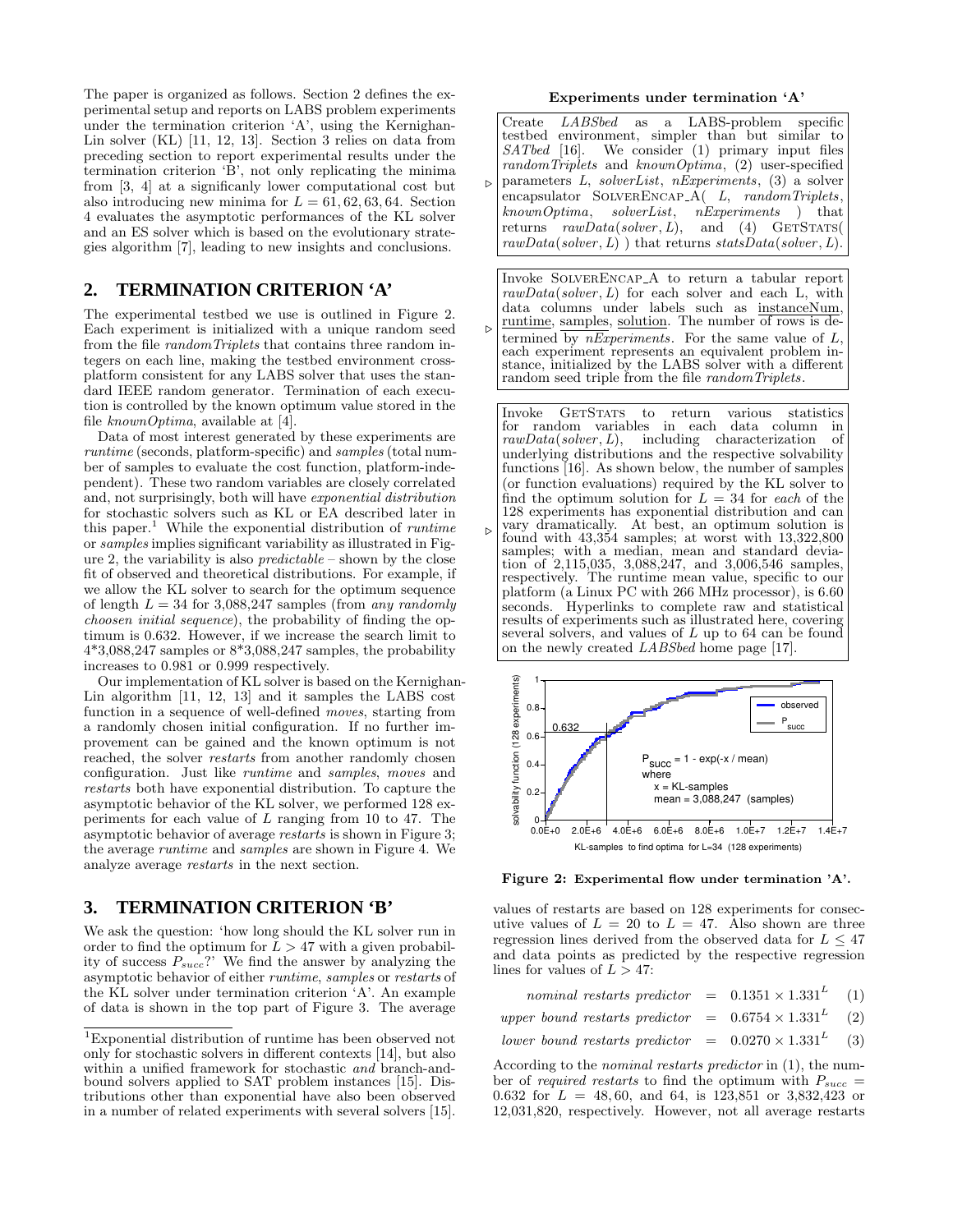The paper is organized as follows. Section 2 defines the experimental setup and reports on LABS problem experiments under the termination criterion 'A', using the Kernighan-Lin solver (KL) [11, 12, 13]. Section 3 relies on data from preceding section to report experimental results under the termination criterion 'B', not only replicating the minima from [3, 4] at a significanly lower computational cost but also introducing new minima for $L = 61, 62, 63, 64$. Section 4 evaluates the asymptotic performances of the KL solver and an ES solver which is based on the evolutionary strategies algorithm [7], leading to new insights and conclusions.

## 2. TERMINATION CRITERION 'A'

The experimental testbed we use is outlined in Figure 2. Each experiment is initialized with a unique random seed from the file *randomTriplets* that contains three random integers on each line, making the testbed environment cross-platform consistent for any LABS solver that uses the standard IEEE random generator. Termination of each execution is controlled by the known optimum value stored in the file *knownOptima*, available at [4].

Data of most interest generated by these experiments are *runtime* (seconds, platform-specific) and *samples* (total number of samples to evaluate the cost function, platform-independent). These two random variables are closely correlated and, not surprisingly, both will have *exponential distribution* for stochastic solvers such as KL or EA described later in this paper.[1] While the exponential distribution of *runtime* or *samples* implies significant variability as illustrated in Figure 2, the variability is also *predictable* – shown by the close fit of observed and theoretical distributions. For example, if we allow the KL solver to search for the optimum sequence of length $L = 34$ for 3,088,247 samples (from *any randomly choosen initial sequence*), the probability of finding the optimum is 0.632. However, if we increase the search limit to 4*3,088,247 samples or 8*3,088,247 samples, the probability increases to 0.981 or 0.999 respectively.

Our implementation of KL solver is based on the Kernighan-Lin algorithm [11, 12, 13] and it samples the LABS cost function in a sequence of well-defined *moves*, starting from a randomly chosen initial configuration. If no further improvement can be gained and the known optimum is not reached, the solver *restarts* from another randomly chosen configuration. Just like *runtime* and *samples*, *moves* and *restarts* both have exponential distribution. To capture the asymptotic behavior of the KL solver, we performed 128 experiments for each value of $L$ ranging from 10 to 47. The asymptotic behavior of average *restarts* is shown in Figure 3; the average *runtime* and *samples* are shown in Figure 4. We analyze average *restarts* in the next section.

## 3. TERMINATION CRITERION 'B'

We ask the question: 'how long should the KL solver run in order to find the optimum for $L > 47$ with a given probability of success $P_{succ}$?' We find the answer by analyzing the asymptotic behavior of either *runtime*, *samples* or *restarts* of the KL solver under termination criterion 'A'. An example of data is shown in the top part of Figure 3. The average values of restarts are based on 128 experiments for consecutive values of $L = 20$ to $L = 47$. Also shown are three regression lines derived from the observed data for $L \leq 47$ and data points as predicted by the respective regression lines for values of $L > 47$:

$$\textit{nominal restarts predictor} \;=\; 0.1351 \times 1.331^L \quad (1)$$

$$\textit{upper bound restarts predictor} \;=\; 0.6754 \times 1.331^L \quad (2)$$

$$\textit{lower bound restarts predictor} \;=\; 0.0270 \times 1.331^L \quad (3)$$

According to the *nominal restarts predictor* in (1), the number of *required restarts* to find the optimum with $P_{succ} = 0.632$ for $L = 48, 60$, and 64, is 123,851 or 3,832,423 or 12,031,820, respectively. However, not all average restarts

[1] Exponential distribution of runtime has been observed not only for stochastic solvers in different contexts [14], but also within a unified framework for stochastic *and* branch-and-bound solvers applied to SAT problem instances [15]. Distributions other than exponential have also been observed in a number of related experiments with several solvers [15].

**Experiments under termination 'A'**

▷ Create *LABSbed* as a LABS-problem specific testbed environment, simpler than but similar to *SATbed* [16]. We consider (1) primary input files *randomTriplets* and *knownOptima*, (2) user-specified parameters $L$, *solverList*, *nExperiments*, (3) a solver encapsulator SOLVERENCAP_A( $L$, *randomTriplets*, *knownOptima*, *solverList*, *nExperiments* ) that returns *rawData*(*solver*, $L$), and (4) GETSTATS( *rawData*(*solver*, $L$) ) that returns *statsData*(*solver*, $L$).

▷ Invoke SOLVERENCAP_A to return a tabular report *rawData*(*solver*, $L$) for each solver and each L, with data columns under labels such as instanceNum, runtime, samples, solution. The number of rows is determined by *nExperiments*. For the same value of $L$, each experiment represents an equivalent problem instance, initialized by the LABS solver with a different random seed triple from the file *randomTriplets*.

▷ Invoke GETSTATS to return various statistics for random variables in each data column in *rawData*(*solver*, $L$), including characterization of underlying distributions and the respective solvability functions [16]. As shown below, the number of samples (or function evaluations) required by the KL solver to find the optimum solution for $L = 34$ for *each* of the 128 experiments has exponential distribution and can vary dramatically. At best, an optimum solution is found with 43,354 samples; at worst with 13,322,800 samples; with a median, mean and standard deviation of 2,115,035, 3,088,247, and 3,006,546 samples, respectively. The runtime mean value, specific to our platform (a Linux PC with 266 MHz processor), is 6.60 seconds. Hyperlinks to complete raw and statistical results of experiments such as illustrated here, covering several solvers, and values of $L$ up to 64 can be found on the newly created *LABSbed* home page [17].

**Figure 2: Experimental flow under termination 'A'.**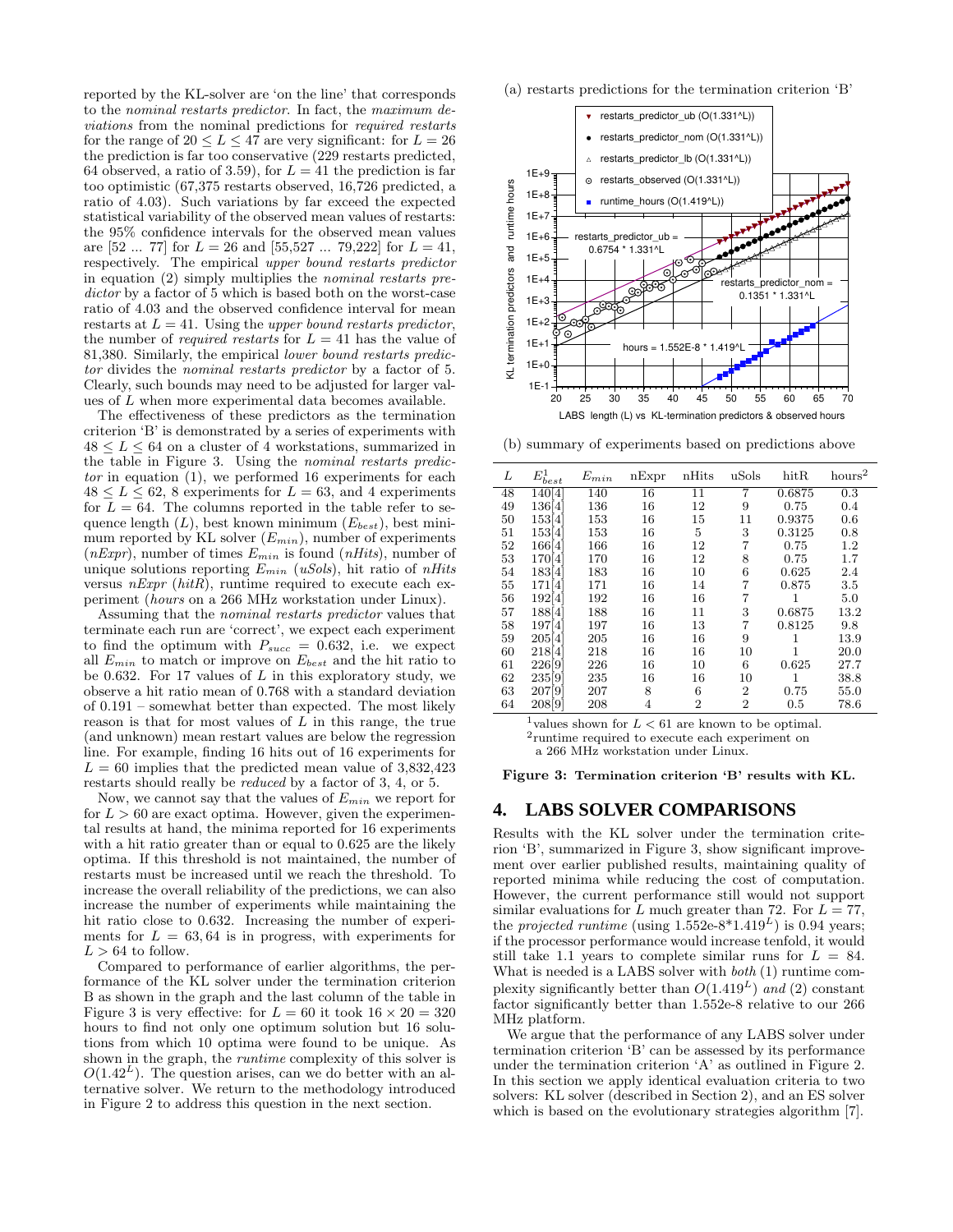reported by the KL-solver are 'on the line' that corresponds to the *nominal restarts predictor*. In fact, the *maximum deviations* from the nominal predictions for *required restarts* for the range of $20 \le L \le 47$ are very significant: for $L = 26$ the prediction is far too conservative (229 restarts predicted, 64 observed, a ratio of 3.59), for $L = 41$ the prediction is far too optimistic (67,375 restarts observed, 16,726 predicted, a ratio of 4.03). Such variations by far exceed the expected statistical variability of the observed mean values of restarts: the 95% confidence intervals for the observed mean values are [52 ... 77] for $L = 26$ and [55,527 ... 79,222] for $L = 41$, respectively. The empirical *upper bound restarts predictor* in equation (2) simply multiplies the *nominal restarts predictor* by a factor of 5 which is based both on the worst-case ratio of 4.03 and the observed confidence interval for mean restarts at $L = 41$. Using the *upper bound restarts predictor*, the number of *required restarts* for $L = 41$ has the value of 81,380. Similarly, the empirical *lower bound restarts predictor* divides the *nominal restarts predictor* by a factor of 5. Clearly, such bounds may need to be adjusted for larger values of $L$ when more experimental data becomes available.

The effectiveness of these predictors as the termination criterion 'B' is demonstrated by a series of experiments with $48 \le L \le 64$ on a cluster of 4 workstations, summarized in the table in Figure 3. Using the *nominal restarts predictor* in equation (1), we performed 16 experiments for each $48 \le L \le 62$, 8 experiments for $L = 63$, and 4 experiments for $L = 64$. The columns reported in the table refer to sequence length ($L$), best known minimum ($E_{best}$), best minimum reported by KL solver ($E_{min}$), number of experiments (*nExpr*), number of times $E_{min}$ is found (*nHits*), number of unique solutions reporting $E_{min}$ (*uSols*), hit ratio of *nHits* versus *nExpr* (*hitR*), runtime required to execute each experiment (*hours* on a 266 MHz workstation under Linux).

Assuming that the *nominal restarts predictor* values that terminate each run are 'correct', we expect each experiment to find the optimum with $P_{succ} = 0.632$, i.e. we expect all $E_{min}$ to match or improve on $E_{best}$ and the hit ratio to be 0.632. For 17 values of $L$ in this exploratory study, we observe a hit ratio mean of 0.768 with a standard deviation of 0.191 – somewhat better than expected. The most likely reason is that for most values of $L$ in this range, the true (and unknown) mean restart values are below the regression line. For example, finding 16 hits out of 16 experiments for $L = 60$ implies that the predicted mean value of 3,832,423 restarts should really be *reduced* by a factor of 3, 4, or 5.

Now, we cannot say that the values of $E_{min}$ we report for for $L > 60$ are exact optima. However, given the experimental results at hand, the minima reported for 16 experiments with a hit ratio greater than or equal to 0.625 are the likely optima. If this threshold is not maintained, the number of restarts must be increased until we reach the threshold. To increase the overall reliability of the predictions, we can also increase the number of experiments while maintaining the hit ratio close to 0.632. Increasing the number of experiments for $L = 63, 64$ is in progress, with experiments for $L > 64$ to follow.

Compared to performance of earlier algorithms, the performance of the KL solver under the termination criterion B as shown in the graph and the last column of the table in Figure 3 is very effective: for $L = 60$ it took $16 \times 20 = 320$ hours to find not only one optimum solution but 16 solutions from which 10 optima were found to be unique. As shown in the graph, the *runtime* complexity of this solver is $O(1.42^L)$. The question arises, can we do better with an alternative solver. We return to the methodology introduced in Figure 2 to address this question in the next section.

(a) restarts predictions for the termination criterion 'B'

(b) summary of experiments based on predictions above

| $L$ | $E_{best}^1$ | $E_{min}$ | nExpr | nHits | uSols | hitR | hours[2] |
|---|---|---|---|---|---|---|---|
| 48 | 140[4] | 140 | 16 | 11 | 7 | 0.6875 | 0.3 |
| 49 | 136[4] | 136 | 16 | 12 | 9 | 0.75 | 0.4 |
| 50 | 153[4] | 153 | 16 | 15 | 11 | 0.9375 | 0.6 |
| 51 | 153[4] | 153 | 16 | 5 | 3 | 0.3125 | 0.8 |
| 52 | 166[4] | 166 | 16 | 12 | 7 | 0.75 | 1.2 |
| 53 | 170[4] | 170 | 16 | 12 | 8 | 0.75 | 1.7 |
| 54 | 183[4] | 183 | 16 | 10 | 6 | 0.625 | 2.4 |
| 55 | 171[4] | 171 | 16 | 14 | 7 | 0.875 | 3.5 |
| 56 | 192[4] | 192 | 16 | 16 | 7 | 1 | 5.0 |
| 57 | 188[4] | 188 | 16 | 11 | 3 | 0.6875 | 13.2 |
| 58 | 197[4] | 197 | 16 | 13 | 7 | 0.8125 | 9.8 |
| 59 | 205[4] | 205 | 16 | 16 | 9 | 1 | 13.9 |
| 60 | 218[4] | 218 | 16 | 16 | 10 | 1 | 20.0 |
| 61 | 226[9] | 226 | 16 | 10 | 6 | 0.625 | 27.7 |
| 62 | 235[9] | 235 | 16 | 16 | 10 | 1 | 38.8 |
| 63 | 207[9] | 207 | 8 | 6 | 2 | 0.75 | 55.0 |
| 64 | 208[9] | 208 | 4 | 2 | 2 | 0.5 | 78.6 |

[1]values shown for $L < 61$ are known to be optimal.
[2]runtime required to execute each experiment on a 266 MHz workstation under Linux.

**Figure 3: Termination criterion 'B' results with KL.**

## 4. LABS SOLVER COMPARISONS

Results with the KL solver under the termination criterion 'B', summarized in Figure 3, show significant improvement over earlier published results, maintaining quality of reported minima while reducing the cost of computation. However, the current performance still would not support similar evaluations for $L$ much greater than 72. For $L = 77$, the *projected runtime* (using $1.552\text{e-}8 * 1.419^L$) is 0.94 years; if the processor performance would increase tenfold, it would still take 1.1 years to complete similar runs for $L = 84$. What is needed is a LABS solver with *both* (1) runtime complexity significantly better than $O(1.419^L)$ *and* (2) constant factor significantly better than 1.552e-8 relative to our 266 MHz platform.

We argue that the performance of any LABS solver under termination criterion 'B' can be assessed by its performance under the termination criterion 'A' as outlined in Figure 2. In this section we apply identical evaluation criteria to two solvers: KL solver (described in Section 2), and an ES solver which is based on the evolutionary strategies algorithm [7].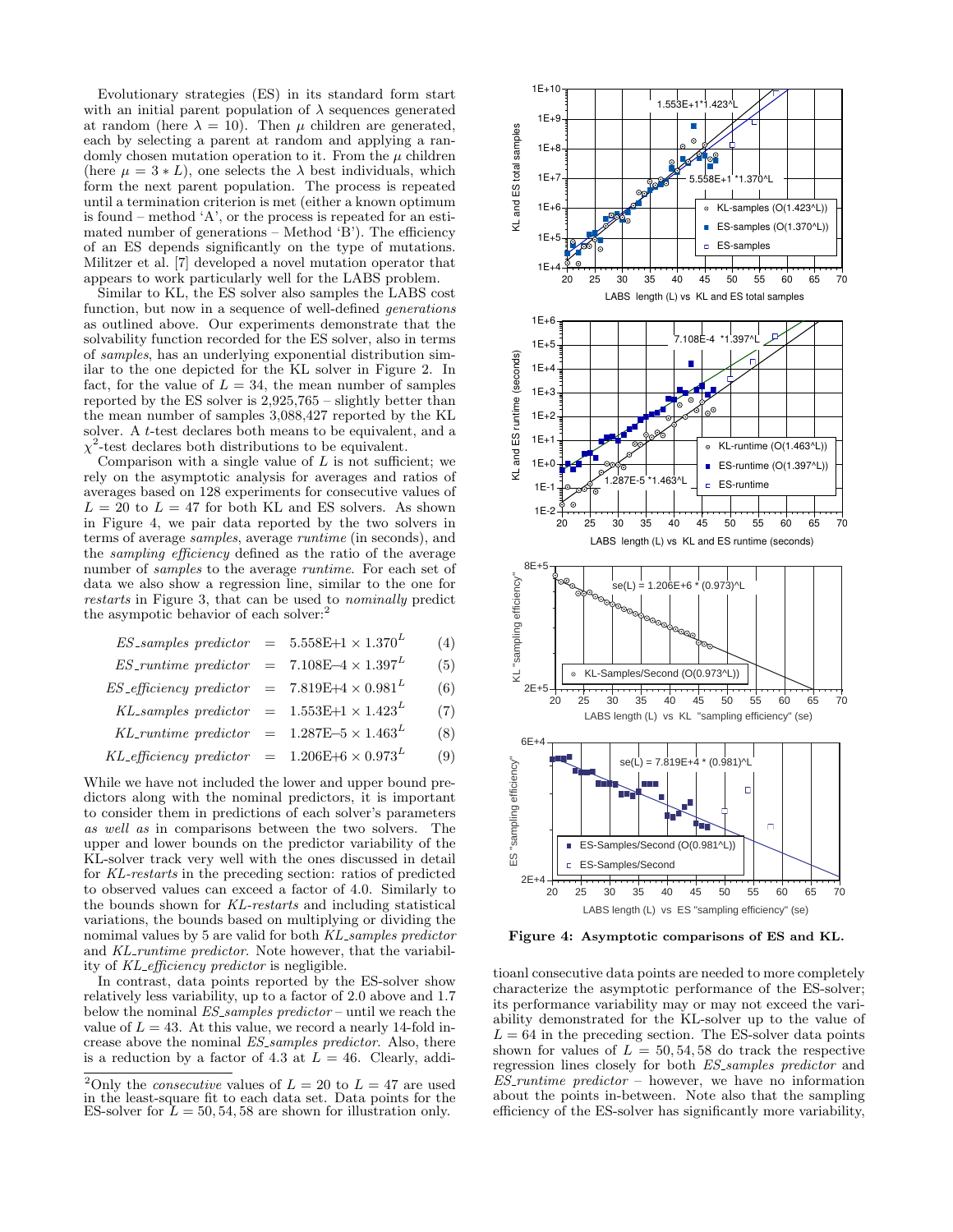Evolutionary strategies (ES) in its standard form start with an initial parent population of $\lambda$ sequences generated at random (here $\lambda = 10$). Then $\mu$ children are generated, each by selecting a parent at random and applying a randomly chosen mutation operation to it. From the $\mu$ children (here $\mu = 3 * L$), one selects the $\lambda$ best individuals, which form the next parent population. The process is repeated until a termination criterion is met (either a known optimum is found – method 'A', or the process is repeated for an estimated number of generations – Method 'B'). The efficiency of an ES depends significantly on the type of mutations. Militzer et al. [7] developed a novel mutation operator that appears to work particularly well for the LABS problem.

Similar to KL, the ES solver also samples the LABS cost function, but now in a sequence of well-defined *generations* as outlined above. Our experiments demonstrate that the solvability function recorded for the ES solver, also in terms of *samples*, has an underlying exponential distribution similar to the one depicted for the KL solver in Figure 2. In fact, for the value of $L = 34$, the mean number of samples reported by the ES solver is 2,925,765 – slightly better than the mean number of samples 3,088,427 reported by the KL solver. A $t$-test declares both means to be equivalent, and a $\chi^2$-test declares both distributions to be equivalent.

Comparison with a single value of $L$ is not sufficient; we rely on the asymptotic analysis for averages and ratios of averages based on 128 experiments for consecutive values of $L = 20$ to $L = 47$ for both KL and ES solvers. As shown in Figure 4, we pair data reported by the two solvers in terms of average *samples*, average *runtime* (in seconds), and the *sampling efficiency* defined as the ratio of the average number of *samples* to the average *runtime*. For each set of data we also show a regression line, similar to the one for *restarts* in Figure 3, that can be used to *nominally* predict the asympotic behavior of each solver:[2]

$$\textit{ES\_samples predictor} = 5.558\text{E+}1 \times 1.370^L \quad (4)$$

$$\textit{ES\_runtime predictor} = 7.108\text{E–}4 \times 1.397^L \quad (5)$$

$$\textit{ES\_efficiency predictor} = 7.819\text{E+}4 \times 0.981^L \quad (6)$$

$$\textit{KL\_samples predictor} = 1.553\text{E+}1 \times 1.423^L \quad (7)$$

$$\textit{KL\_runtime predictor} = 1.287\text{E–}5 \times 1.463^L \quad (8)$$

$$\textit{KL\_efficiency predictor} = 1.206\text{E+}6 \times 0.973^L \quad (9)$$

While we have not included the lower and upper bound predictors along with the nominal predictors, it is important to consider them in predictions of each solver's parameters *as well as* in comparisons between the two solvers. The upper and lower bounds on the predictor variability of the KL-solver track very well with the ones discussed in detail for *KL-restarts* in the preceding section: ratios of predicted to observed values can exceed a factor of 4.0. Similarly to the bounds shown for *KL-restarts* and including statistical variations, the bounds based on multiplying or dividing the nomimal values by 5 are valid for both *KL_samples predictor* and *KL_runtime predictor*. Note however, that the variability of *KL_efficiency predictor* is negligible.

In contrast, data points reported by the ES-solver show relatively less variability, up to a factor of 2.0 above and 1.7 below the nominal *ES_samples predictor* – until we reach the value of $L = 43$. At this value, we record a nearly 14-fold increase above the nominal *ES_samples predictor*. Also, there is a reduction by a factor of 4.3 at $L = 46$. Clearly, additioanl consecutive data points are needed to more completely characterize the asymptotic performance of the ES-solver; its performance variability may or may not exceed the variability demonstrated for the KL-solver up to the value of $L = 64$ in the preceding section. The ES-solver data points shown for values of $L = 50, 54, 58$ do track the respective regression lines closely for both *ES_samples predictor* and *ES_runtime predictor* – however, we have no information about the points in-between. Note also that the sampling efficiency of the ES-solver has significantly more variability,

**Figure 4: Asymptotic comparisons of ES and KL.**

[2] Only the *consecutive* values of $L = 20$ to $L = 47$ are used in the least-square fit to each data set. Data points for the ES-solver for $L = 50, 54, 58$ are shown for illustration only.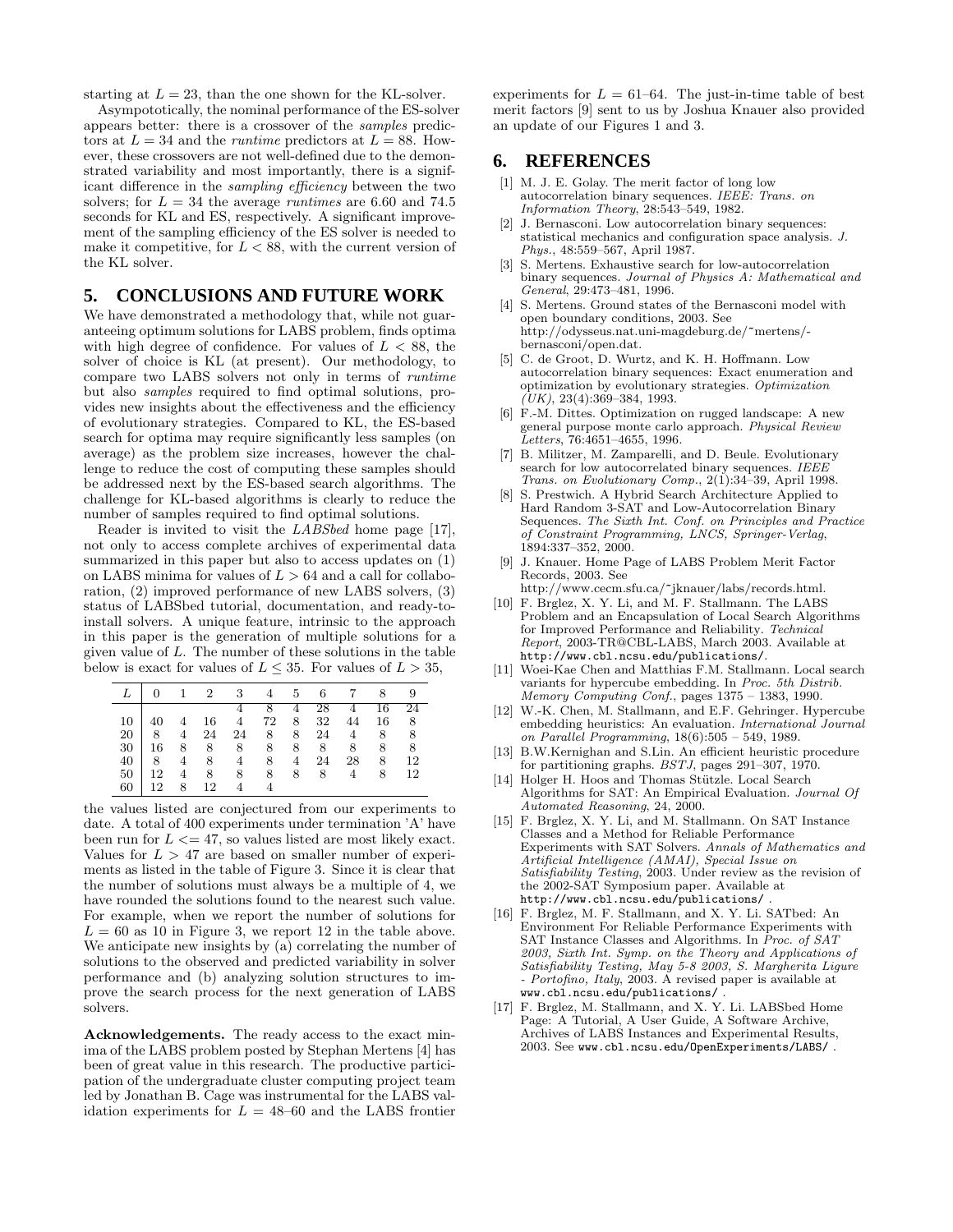starting at $L = 23$, than the one shown for the KL-solver.

Asympototically, the nominal performance of the ES-solver appears better: there is a crossover of the *samples* predictors at $L = 34$ and the *runtime* predictors at $L = 88$. However, these crossovers are not well-defined due to the demonstrated variability and most importantly, there is a significant difference in the *sampling efficiency* between the two solvers; for $L = 34$ the average *runtimes* are 6.60 and 74.5 seconds for KL and ES, respectively. A significant improvement of the sampling efficiency of the ES solver is needed to make it competitive, for $L < 88$, with the current version of the KL solver.

## 5. CONCLUSIONS AND FUTURE WORK

We have demonstrated a methodology that, while not guaranteeing optimum solutions for LABS problem, finds optima with high degree of confidence. For values of $L < 88$, the solver of choice is KL (at present). Our methodology, to compare two LABS solvers not only in terms of *runtime* but also *samples* required to find optimal solutions, provides new insights about the effectiveness and the efficiency of evolutionary strategies. Compared to KL, the ES-based search for optima may require significantly less samples (on average) as the problem size increases, however the challenge to reduce the cost of computing these samples should be addressed next by the ES-based search algorithms. The challenge for KL-based algorithms is clearly to reduce the number of samples required to find optimal solutions.

Reader is invited to visit the *LABSbed* home page [17], not only to access complete archives of experimental data summarized in this paper but also to access updates on (1) on LABS minima for values of $L > 64$ and a call for collaboration, (2) improved performance of new LABS solvers, (3) status of LABSbed tutorial, documentation, and ready-to-install solvers. A unique feature, intrinsic to the approach in this paper is the generation of multiple solutions for a given value of $L$. The number of these solutions in the table below is exact for values of $L \leq 35$. For values of $L > 35$,

| $L$ | 0 | 1 | 2 | 3 | 4 | 5 | 6 | 7 | 8 | 9 |
|---|---|---|---|---|---|---|---|---|---|---|
| | | | | 4 | 8 | 4 | 28 | 4 | 16 | 24 |
| 10 | 40 | 4 | 16 | 4 | 72 | 8 | 32 | 44 | 16 | 8 |
| 20 | 8 | 4 | 24 | 24 | 8 | 8 | 24 | 4 | 8 | 8 |
| 30 | 16 | 8 | 8 | 8 | 8 | 8 | 8 | 8 | 8 | 8 |
| 40 | 8 | 4 | 8 | 4 | 8 | 4 | 24 | 28 | 8 | 12 |
| 50 | 12 | 4 | 8 | 8 | 8 | 8 | 8 | 4 | 8 | 12 |
| 60 | 12 | 8 | 12 | 4 | 4 | | | | | |

the values listed are conjectured from our experiments to date. A total of 400 experiments under termination 'A' have been run for $L <= 47$, so values listed are most likely exact. Values for $L > 47$ are based on smaller number of experiments as listed in the table of Figure 3. Since it is clear that the number of solutions must always be a multiple of 4, we have rounded the solutions found to the nearest such value. For example, when we report the number of solutions for $L = 60$ as 10 in Figure 3, we report 12 in the table above. We anticipate new insights by (a) correlating the number of solutions to the observed and predicted variability in solver performance and (b) analyzing solution structures to improve the search process for the next generation of LABS solvers.

**Acknowledgements.** The ready access to the exact minima of the LABS problem posted by Stephan Mertens [4] has been of great value in this research. The productive participation of the undergraduate cluster computing project team led by Jonathan B. Cage was instrumental for the LABS validation experiments for $L = 48$–60 and the LABS frontier experiments for $L = 61$–64. The just-in-time table of best merit factors [9] sent to us by Joshua Knauer also provided an update of our Figures 1 and 3.

## 6. REFERENCES

[1] M. J. E. Golay. The merit factor of long low autocorrelation binary sequences. *IEEE: Trans. on Information Theory*, 28:543–549, 1982.

[2] J. Bernasconi. Low autocorrelation binary sequences: statistical mechanics and configuration space analysis. *J. Phys.*, 48:559–567, April 1987.

[3] S. Mertens. Exhaustive search for low-autocorrelation binary sequences. *Journal of Physics A: Mathematical and General*, 29:473–481, 1996.

[4] S. Mertens. Ground states of the Bernasconi model with open boundary conditions, 2003. See http://odysseus.nat.uni-magdeburg.de/~mertens/-bernasconi/open.dat.

[5] C. de Groot, D. Wurtz, and K. H. Hoffmann. Low autocorrelation binary sequences: Exact enumeration and optimization by evolutionary strategies. *Optimization (UK)*, 23(4):369–384, 1993.

[6] F.-M. Dittes. Optimization on rugged landscape: A new general purpose monte carlo approach. *Physical Review Letters*, 76:4651–4655, 1996.

[7] B. Militzer, M. Zamparelli, and D. Beule. Evolutionary search for low autocorrelated binary sequences. *IEEE Trans. on Evolutionary Comp.*, 2(1):34–39, April 1998.

[8] S. Prestwich. A Hybrid Search Architecture Applied to Hard Random 3-SAT and Low-Autocorrelation Binary Sequences. *The Sixth Int. Conf. on Principles and Practice of Constraint Programming, LNCS, Springer-Verlag*, 1894:337–352, 2000.

[9] J. Knauer. Home Page of LABS Problem Merit Factor Records, 2003. See http://www.cecm.sfu.ca/~jknauer/labs/records.html.

[10] F. Brglez, X. Y. Li, and M. F. Stallmann. The LABS Problem and an Encapsulation of Local Search Algorithms for Improved Performance and Reliability. *Technical Report*, 2003-TR@CBL-LABS, March 2003. Available at http://www.cbl.ncsu.edu/publications/.

[11] Woei-Kae Chen and Matthias F.M. Stallmann. Local search variants for hypercube embedding. In *Proc. 5th Distrib. Memory Computing Conf.*, pages 1375 – 1383, 1990.

[12] W.-K. Chen, M. Stallmann, and E.F. Gehringer. Hypercube embedding heuristics: An evaluation. *International Journal on Parallel Programming*, 18(6):505 – 549, 1989.

[13] B.W.Kernighan and S.Lin. An efficient heuristic procedure for partitioning graphs. *BSTJ*, pages 291–307, 1970.

[14] Holger H. Hoos and Thomas Stützle. Local Search Algorithms for SAT: An Empirical Evaluation. *Journal Of Automated Reasoning*, 24, 2000.

[15] F. Brglez, X. Y. Li, and M. Stallmann. On SAT Instance Classes and a Method for Reliable Performance Experiments with SAT Solvers. *Annals of Mathematics and Artificial Intelligence (AMAI), Special Issue on Satisfiability Testing*, 2003. Under review as the revision of the 2002-SAT Symposium paper. Available at http://www.cbl.ncsu.edu/publications/ .

[16] F. Brglez, M. F. Stallmann, and X. Y. Li. SATbed: An Environment For Reliable Performance Experiments with SAT Instance Classes and Algorithms. In *Proc. of SAT 2003, Sixth Int. Symp. on the Theory and Applications of Satisfiability Testing, May 5-8 2003, S. Margherita Ligure - Portofino, Italy*, 2003. A revised paper is available at www.cbl.ncsu.edu/publications/ .

[17] F. Brglez, M. Stallmann, and X. Y. Li. LABSbed Home Page: A Tutorial, A User Guide, A Software Archive, Archives of LABS Instances and Experimental Results, 2003. See www.cbl.ncsu.edu/OpenExperiments/LABS/ .